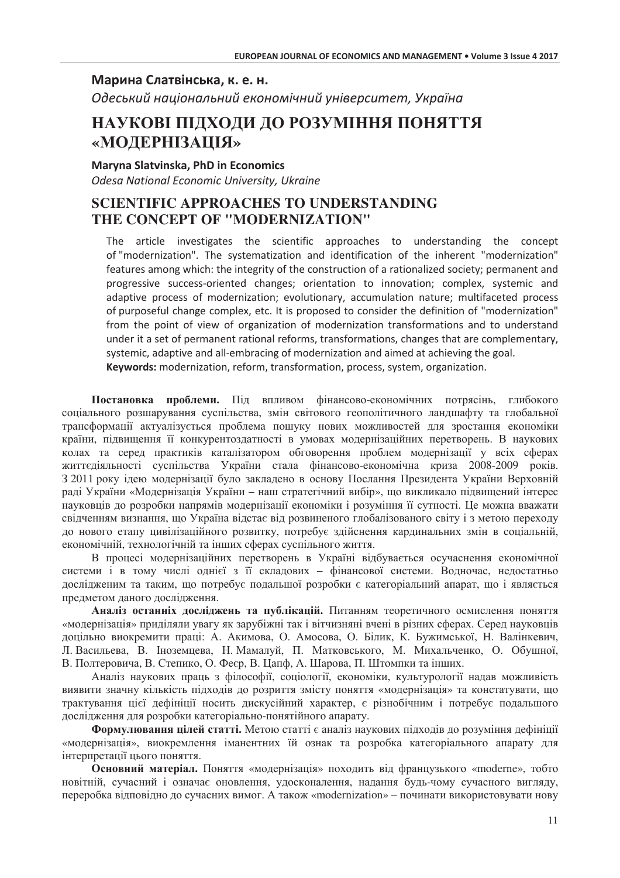**Марина Слатвінська, к. е. н.**

*Одеський національний економічний університет, Україна*

# НАУКОВІ ПІДХОДИ ДО РОЗУМІННЯ ПОНЯТТЯ «МОДЕРНІЗАЦІЯ»

**Maryna Slatvinska, PhD in Economics**

*Odesa National Economic University, Ukraine*

# SCIENTIFIC APPROACHES TO UNDERSTANDING THE CONCEPT OF "MODERNIZATION"

The article investigates the scientific approaches to understanding the concept of "modernization". The systematization and identification of the inherent "modernization" features among which: the integrity of the construction of a rationalized society; permanent and progressive success-oriented changes; orientation to innovation; complex, systemic and adaptive process of modernization; evolutionary, accumulation nature; multifaceted process of purposeful change complex, etc. It is proposed to consider the definition of "modernization" from the point of view of organization of modernization transformations and to understand under it a set of permanent rational reforms, transformations, changes that are complementary, systemic, adaptive and all-embracing of modernization and aimed at achieving the goal.

**Keywords:** modernization, reform, transformation, process, system, organization.

**Постановка проблеми.** Під впливом фінансово-економічних потрясінь, глибокого соціального розшарування суспільства, змін світового геополітичного ландшафту та глобальної трансформації актуалізується проблема пошуку нових можливостей для зростання економіки країни, підвищення її конкурентоздатності в умовах модернізаційних перетворень. В наукових колах та серед практиків каталізатором обговорення проблем модернізації у всіх сферах життєдіяльності суспільства України стала фінансово-економічна криза 2008-2009 років. З 2011 року ідею модернізації було закладено в основу Послання Президента України Верховній раді України «Модернізація України – наш стратегічний вибір», що викликало підвищений інтерес науковців до розробки напрямів модернізації економіки і розуміння її сутності. Це можна вважати свідченням визнання, що Україна відстає від розвиненого глобалізованого світу і з метою переходу до нового етапу цивілізаційного розвитку, потребує здійснення кардинальних змін в соціальній, економічній, технологічній та інших сферах суспільного життя.

В процесі модернізаційних перетворень в Україні відбувається осучаснення економічної системи і в тому числі однієї з її складових – фінансової системи. Водночас, недостатньо дослідженим та таким, що потребує подальшої розробки є категоріальний апарат, що і являється предметом даного дослідження.

**Аналіз останніх досліджень та публікацій.** Питанням теоретичного осмислення поняття «модернізація» приділяли увагу як зарубіжні так і вітчизняні вчені в різних сферах. Серед науковців доцільно виокремити праці: А. Акимова, О. Амосова, О. Білик, К. Бужимської, Н. Валінкевич, Л. Васильєва, В. Іноземцева, Н. Мамалуй, П. Матковського, М. Михальченко, О. Обушної, В. Полтеровича, В. Степико, О. Феєр, В. Цапф, А. Шарова, П. Штомпки та інших.

Аналіз наукових праць з філософії, соціології, економіки, культурології надав можливість виявити значну кількість підходів до розриття змісту поняття «модернізація» та констатувати, що трактування цієї дефініції носить дискусійний характер, є різнобічним і потребує подальшого дослідження для розробки категоріально-понятійного апарату.

**Формулювання цілей статті.** Метою статті є аналіз наукових підходів до розуміння дефініції «модернізація», виокремлення іманентних їй ознак та розробка категоріального апарату для інтерпретації цього поняття.

**Основний матеріал.** Поняття «модернізація» походить від французького «moderne», тобто новітній, сучасний і означає оновлення, удосконалення, надання будь-чому сучасного вигляду, переробка відповідно до сучасних вимог. А також «modernization» – починати використовувати нову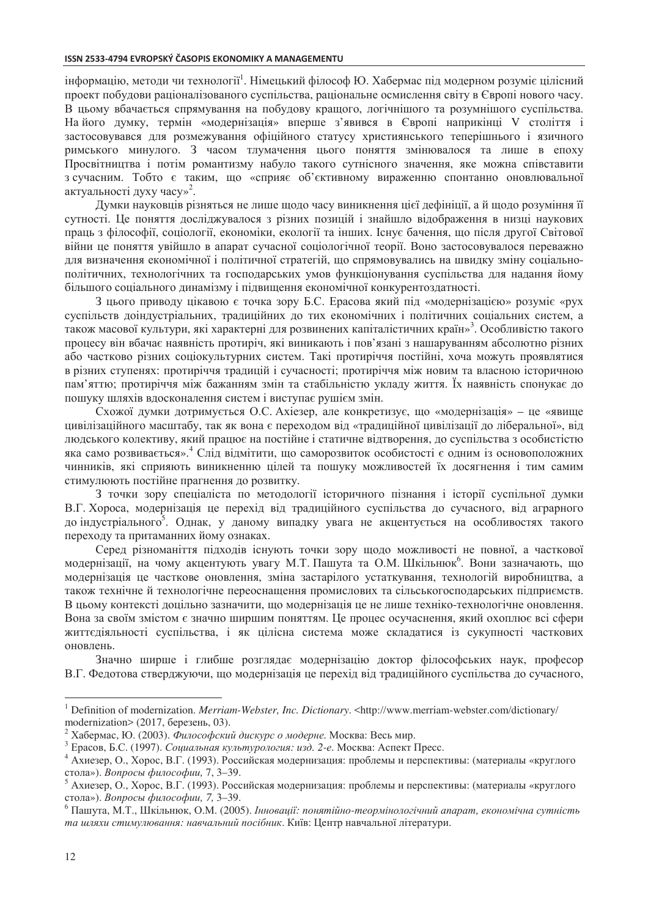інформацію, методи чи технології[1]. Німецький філософ Ю. Хабермас під модерном розуміє цілісний проект побудови раціоналізованого суспільства, раціональне осмислення світу в Європі нового часу. В цьому вбачається спрямування на побудову кращого, логічнішого та розумнішого суспільства. На його думку, термін «модернізація» вперше з'явився в Європі наприкінці V століття і застосовувався для розмежування офіційного статусу християнського теперішнього і язичного римського минулого. З часом тлумачення цього поняття змінювалося та лише в епоху Просвітництва і потім романтизму набуло такого сутнісного значення, яке можна співставити з сучасним. Тобто є таким, що «сприяє об'єктивному вираженню спонтанно оновлювальної актуальності духу часу»[2].

Думки науковців різняться не лише щодо часу виникнення цієї дефініції, а й щодо розуміння її сутності. Це поняття досліджувалося з різних позицій і знайшло відображення в низці наукових праць з філософії, соціології, економіки, екології та інших. Існує бачення, що після другої Світової війни це поняття увійшло в апарат сучасної соціологічної теорії. Воно застосовувалося переважно для визначення економічної і політичної стратегій, що спрямовувались на швидку зміну соціально-політичних, технологічних та господарських умов функціонування суспільства для надання йому більшого соціального динамізму і підвищення економічної конкурентоздатності.

З цього приводу цікавою є точка зору Б.С. Ерасова який під «модернізацією» розуміє «рух суспільств доіндустріальних, традиційних до тих економічних і політичних соціальних систем, а також масової культури, які характерні для розвинених капіталістичних країн»[3]. Особливістю такого процесу він вбачає наявність протиріч, які виникають і пов'язані з нашаруванням абсолютно різних або частково різних соціокультурних систем. Такі протиріччя постійні, хоча можуть проявлятися в різних ступенях: протиріччя традицій і сучасності; протиріччя між новим та власною історичною пам'яттю; протиріччя між бажанням змін та стабільністю укладу життя. Їх наявність спонукає до пошуку шляхів вдосконалення систем і виступає рушієм змін.

Схожої думки дотримується О.С. Ахіезер, але конкретизує, що «модернізація» – це «явище цивілізаційного масштабу, так як вона є переходом від «традиційної цивілізації до ліберальної», від людського колективу, який працює на постійне і статичне відтворення, до суспільства з особистістю яка само розвивається».[4] Слід відмітити, що саморозвиток особистості є одним із основоположних чинників, які сприяють виникненню цілей та пошуку можливостей їх досягнення і тим самим стимулюють постійне прагнення до розвитку.

З точки зору спеціаліста по методології історичного пізнання і історії суспільної думки В.Г. Хороса, модернізація це перехід від традиційного суспільства до сучасного, від аграрного до індустріального[5]. Однак, у даному випадку увага не акцентується на особливостях такого переходу та притаманних йому ознаках.

Серед різноманіття підходів існують точки зору щодо можливості не повної, а часткової модернізації, на чому акцентують увагу М.Т. Пашута та О.М. Шкільнюк[6]. Вони зазначають, що модернізація це часткове оновлення, зміна застарілого устаткування, технологій виробництва, а також технічне й технологічне переоснащення промислових та сільськогосподарських підприємств. В цьому контексті доцільно зазначити, що модернізація це не лише техніко-технологічне оновлення. Вона за своїм змістом є значно ширшим поняттям. Це процес осучаснення, який охоплює всі сфери життєдіяльності суспільства, і як цілісна система може складатися із сукупності часткових оновлень.

Значно ширше і глибше розглядає модернізацію доктор філософських наук, професор В.Г. Федотова стверджуючи, що модернізація це перехід від традиційного суспільства до сучасного,

---

[1] Definition of modernization. *Merriam-Webster, Inc. Dictionary*. <http://www.merriam-webster.com/dictionary/modernization> (2017, березень, 03).

[2] Хабермас, Ю. (2003). *Философский дискурс о модерне.* Москва: Весь мир.

[3] Ерасов, Б.С. (1997). *Социальная культурология: изд. 2-е.* Москва: Аспект Пресс.

[4] Ахиезер, О., Хорос, В.Г. (1993). Российская модернизация: проблемы и перспективы: (материалы «круглого стола»). *Вопросы философии,* 7, 3–39.

[5] Ахиезер, О., Хорос, В.Г. (1993). Российская модернизация: проблемы и перспективы: (материалы «круглого стола»). *Вопросы философии, 7,* 3–39.

[6] Пашута, М.Т., Шкільнюк, О.М. (2005). *Інновації: понятійно-теормінологічний апарат, економічна сутність та шляхи стимулювання: навчальний посібник*. Київ: Центр навчальної літератури.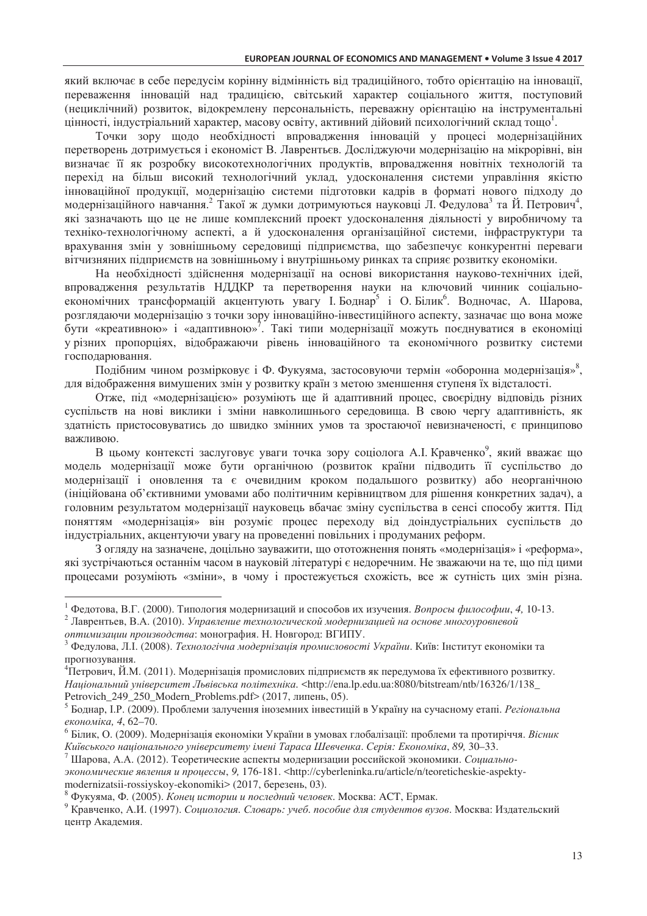який включає в себе передусім корінну відмінність від традиційного, тобто орієнтацію на інновації, переваження інновацій над традицією, світський характер соціального життя, поступовий (нециклічний) розвиток, відокремлену персональність, переважну орієнтацію на інструментальні цінності, індустріальний характер, масову освіту, активний дійовий психологічний склад тощо[1].

Точки зору щодо необхідності впровадження інновацій у процесі модернізаційних перетворень дотримується і економіст В. Лаврентьєв. Досліджуючи модернізацію на мікрорівні, він визначає її як розробку високотехнологічних продуктів, впровадження новітніх технологій та перехід на більш високий технологічний уклад, удосконалення системи управління якістю інноваційної продукції, модернізацію системи підготовки кадрів в форматі нового підходу до модернізаційного навчання.[2] Такої ж думки дотримуються науковці Л. Федулова[3] та Й. Петрович[4], які зазначають що це не лише комплексний проект удосконалення діяльності у виробничому та техніко-технологічному аспекті, а й удосконалення організаційної системи, інфраструктури та врахування змін у зовнішньому середовищі підприємства, що забезпечує конкурентні переваги вітчизняних підприємств на зовнішньому і внутрішньому ринках та сприяє розвитку економіки.

На необхідності здійснення модернізації на основі використання науково-технічних ідей, впровадження результатів НДДКР та перетворення науки на ключовий чинник соціально-економічних трансформацій акцентують увагу І. Боднар[5] і О. Білик[6]. Водночас, А. Шарова, розглядаючи модернізацію з точки зору інноваційно-інвестиційного аспекту, зазначає що вона може бути «креативною» і «адаптивною»[7]. Такі типи модернізації можуть поєднуватися в економіці у різних пропорціях, відображаючи рівень інноваційного та економічного розвитку системи господарювання.

Подібним чином розмірковує і Ф. Фукуяма, застосовуючи термін «оборонна модернізація»[8], для відображення вимушених змін у розвитку країн з метою зменшення ступеня їх відсталості.

Отже, під «модернізацією» розуміють ще й адаптивний процес, своєрідну відповідь різних суспільств на нові виклики і зміни навколишнього середовища. В свою чергу адаптивність, як здатність пристосовуватись до швидко змінних умов та зростаючої невизначеності, є принципово важливою.

В цьому контексті заслуговує уваги точка зору соціолога А.І. Кравченко[9], який вважає що модель модернізації може бути органічною (розвиток країни підводить її суспільство до модернізації і оновлення та є очевидним кроком подальшого розвитку) або неорганічною (ініційована об'єктивними умовами або політичним керівництвом для рішення конкретних задач), а головним результатом модернізації науковець вбачає зміну суспільства в сенсі способу життя. Під поняттям «модернізація» він розуміє процес переходу від доіндустріальних суспільств до індустріальних, акцентуючи увагу на проведенні повільних і продуманих реформ.

З огляду на зазначене, доцільно зауважити, що ототожнення понять «модернізація» і «реформа», які зустрічаються останнім часом в науковій літературі є недоречним. Не зважаючи на те, що під цими процесами розуміють «зміни», в чому і простежується схожість, все ж сутність цих змін різна.

---

[1] Федотова, В.Г. (2000). Типология модернизаций и способов их изучения. *Вопросы философии*, *4,* 10-13.

[2] Лаврентьев, В.А. (2010). *Управление технологической модернизацией на основе многоуровневой оптимизации производства*: монография. Н. Новгород: ВГИПУ.

[3] Федулова, Л.І. (2008). *Технологічна модернізація промисловості України*. Київ: Інститут економіки та прогнозування.

[4] Петрович, Й.М. (2011). Модернізація промислових підприємств як передумова їх ефективного розвитку. *Національний університет Львівська політехніка*. <http://ena.lp.edu.ua:8080/bitstream/ntb/16326/1/138_Petrovich_249_250_Modern_Problems.pdf> (2017, липень, 05).

[5] Боднар, І.Р. (2009). Проблеми залучення іноземних інвестицій в Україну на сучасному етапі. *Регіональна економіка, 4*, 62–70.

[6] Білик, О. (2009). Модернізація економіки України в умовах глобалізації: проблеми та протиріччя. *Вісник Київського національного університету імені Тараса Шевченка*. *Серія: Економіка*, *89,* 30–33.

[7] Шарова, А.А. (2012). Теоретические аспекты модернизации российской экономики. *Социально-экономические явления и процессы*, *9,* 176-181. <http://cyberleninka.ru/article/n/teoreticheskie-aspekty-modernizatsii-rossiyskoy-ekonomiki> (2017, березень, 03).

[8] Фукуяма, Ф. (2005). *Конец истории и последний человек*. Москва: АСТ, Ермак.

[9] Кравченко, А.И. (1997). *Социология. Словарь: учеб. пособие для студентов вузов*. Москва: Издательский центр Академия.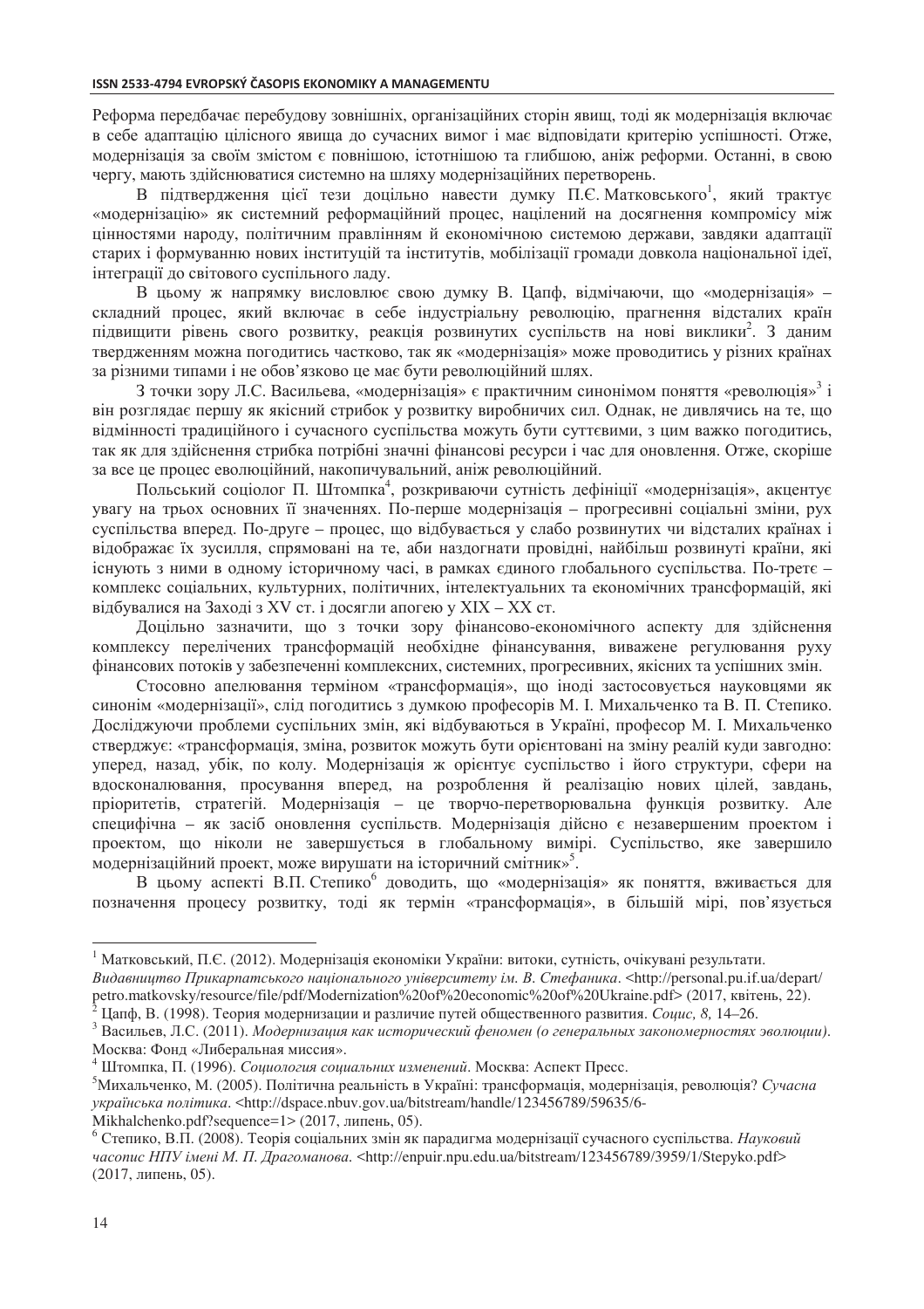Реформа передбачає перебудову зовнішніх, організаційних сторін явищ, тоді як модернізація включає в себе адаптацію цілісного явища до сучасних вимог і має відповідати критерію успішності. Отже, модернізація за своїм змістом є повнішою, істотнішою та глибшою, аніж реформи. Останні, в свою чергу, мають здійснюватися системно на шляху модернізаційних перетворень.

В підтвердження цієї тези доцільно навести думку П.Є. Матковського[1], який трактує «модернізацію» як системний реформаційний процес, націлений на досягнення компромісу між цінностями народу, політичним правлінням й економічною системою держави, завдяки адаптації старих і формуванню нових інституцій та інститутів, мобілізації громади довкола національної ідеї, інтеграції до світового суспільного ладу.

В цьому ж напрямку висловлює свою думку В. Цапф, відмічаючи, що «модернізація» – складний процес, який включає в себе індустріальну революцію, прагнення відсталих країн підвищити рівень свого розвитку, реакція розвинутих суспільств на нові виклики[2]. З даним твердженням можна погодитись частково, так як «модернізація» може проводитись у різних країнах за різними типами і не обов'язково це має бути революційний шлях.

З точки зору Л.С. Васильева, «модернізація» є практичним синонімом поняття «революція»[3] і він розглядає першу як якісний стрибок у розвитку виробничих сил. Однак, не дивлячись на те, що відмінності традиційного і сучасного суспільства можуть бути суттєвими, з цим важко погодитись, так як для здійснення стрибка потрібні значні фінансові ресурси і час для оновлення. Отже, скоріше за все це процес еволюційний, накопичувальний, аніж революційний.

Польський соціолог П. Штомпка[4], розкриваючи сутність дефініції «модернізація», акцентує увагу на трьох основних її значеннях. По-перше модернізація – прогресивні соціальні зміни, рух суспільства вперед. По-друге – процес, що відбувається у слабо розвинутих чи відсталих країнах і відображає їх зусилля, спрямовані на те, аби наздогнати провідні, найбільш розвинуті країни, які існують з ними в одному історичному часі, в рамках єдиного глобального суспільства. По-третє – комплекс соціальних, культурних, політичних, інтелектуальних та економічних трансформацій, які відбувалися на Заході з XV ст. і досягли апогею у XIX – XX ст.

Доцільно зазначити, що з точки зору фінансово-економічного аспекту для здійснення комплексу перелічених трансформацій необхідне фінансування, виважене регулювання руху фінансових потоків у забезпеченні комплексних, системних, прогресивних, якісних та успішних змін.

Стосовно апелювання терміном «трансформація», що іноді застосовується науковцями як синонім «модернізації», слід погодитись з думкою професорів М. І. Михальченко та В. П. Степико. Досліджуючи проблеми суспільних змін, які відбуваються в Україні, професор М. І. Михальченко стверджує: «трансформація, зміна, розвиток можуть бути орієнтовані на зміну реалій куди завгодно: уперед, назад, убік, по колу. Модернізація ж орієнтує суспільство і його структури, сфери на вдосконалювання, просування вперед, на розроблення й реалізацію нових цілей, завдань, пріоритетів, стратегій. Модернізація – це творчо-перетворювальна функція розвитку. Але специфічна – як засіб оновлення суспільств. Модернізація дійсно є незавершеним проектом і проектом, що ніколи не завершується в глобальному вимірі. Суспільство, яке завершило модернізаційний проект, може вирушати на історичний смітник»[5].

В цьому аспекті В.П. Степико[6] доводить, що «модернізація» як поняття, вживається для позначення процесу розвитку, тоді як термін «трансформація», в більшій мірі, пов'язується

---

[1] Матковський, П.Є. (2012). Модернізація економіки України: витоки, сутність, очікувані результати. *Видавництво Прикарпатського національного університету ім. В. Стефаника*. <http://personal.pu.if.ua/depart/petro.matkovsky/resource/file/pdf/Modernization%20of%20economic%20of%20Ukraine.pdf> (2017, квітень, 22).

[2] Цапф, В. (1998). Теория модернизации и различие путей общественного развития. *Социс, 8,* 14–26.

[3] Васильев, Л.С. (2011). *Модернизация как исторический феномен (о генеральных закономерностях эволюции)*. Москва: Фонд «Либеральная миссия».

[4] Штомпка, П. (1996). *Социология социальных изменений*. Москва: Аспект Пресс.

[5] Михальченко, М. (2005). Політична реальність в Україні: трансформація, модернізація, революція? *Сучасна українська політика*. <http://dspace.nbuv.gov.ua/bitstream/handle/123456789/59635/6-Mikhalchenko.pdf?sequence=1> (2017, липень, 05).

[6] Степико, В.П. (2008). Теорія соціальних змін як парадигма модернізації сучасного суспільства. *Науковий часопис НПУ імені М. П. Драгоманова*. <http://enpuir.npu.edu.ua/bitstream/123456789/3959/1/Stepyko.pdf> (2017, липень, 05).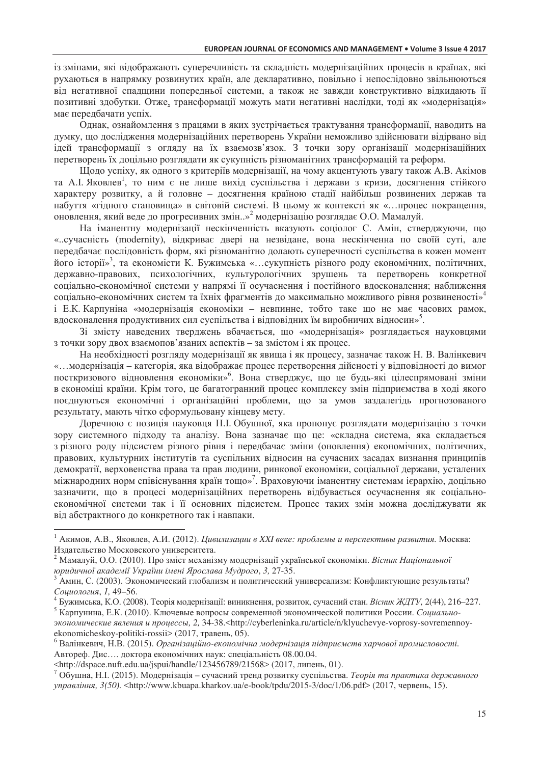із змінами, які відображають суперечливість та складність модернізаційних процесів в країнах, які рухаються в напрямку розвинутих країн, але декларативно, повільно і непослідовно звільнюються від негативної спадщини попередньої системи, а також не завжди конструктивно відкидають її позитивні здобутки. Отже, трансформації можуть мати негативні наслідки, тоді як «модернізація» має передбачати успіх.

Однак, ознайомлення з працями в яких зустрічається трактування трансформації, наводить на думку, що дослідження модернізаційних перетворень України неможливо здійснювати відірвано від ідей трансформації з огляду на їх взаємозв'язок. З точки зору організації модернізаційних перетворень їх доцільно розглядати як сукупність різноманітних трансформацій та реформ.

Щодо успіху, як одного з критеріїв модернізації, на чому акцентують увагу також А.В. Акімов та А.І. Яковлев[1], то ним є не лише вихід суспільства і держави з кризи, досягнення стійкого характеру розвитку, а й головне – досягнення країною стадії найбільш розвинених держав та набуття «гідного становища» в світовій системі. В цьому ж контексті як «…процес покращення, оновлення, який веде до прогресивних змін..»[2] модернізацію розглядає О.О. Мамалуй.

На іманентну модернізації нескінченність вказують соціолог С. Амін, стверджуючи, що «..сучасність (modernity), відкриває двері на незвідане, вона нескінченна по своїй суті, але передбачає послідовність форм, які різноманітно долають суперечності суспільства в кожен момент його історії»[3], та економісти К. Бужимська «…сукупність різного роду економічних, політичних, державно-правових, психологічних, культурологічних зрушень та перетворень конкретної соціально-економічної системи у напрямі її осучаснення і постійного вдосконалення; наближення соціально-економічних систем та їхніх фрагментів до максимально можливого рівня розвиненості»[4] і Е.К. Карпуніна «модернізація економіки – невпинне, тобто таке що не має часових рамок, вдосконалення продуктивних сил суспільства і відповідних їм виробничих відносин»[5].

Зі змісту наведених тверджень вбачається, що «модернізація» розглядається науковцями з точки зору двох взаємопов'язаних аспектів – за змістом і як процес.

На необхідності розгляду модернізації як явища і як процесу, зазначає також Н. В. Валінкевич «…модернізація – категорія, яка відображає процес перетворення дійсності у відповідності до вимог посткризового відновлення економіки»[6]. Вона стверджує, що це будь-які цілеспрямовані зміни в економіці країни. Крім того, це багатогранний процес комплексу змін підприємства в ході якого поєднуються економічні і організаційні проблеми, що за умов заздалегідь прогнозованого результату, мають чітко сформульовану кінцеву мету.

Доречною є позиція науковця Н.І. Обушної, яка пропонує розглядати модернізацію з точки зору системного підходу та аналізу. Вона зазначає що це: «складна система, яка складається з різного роду підсистем різного рівня і передбачає зміни (оновлення) економічних, політичних, правових, культурних інститутів та суспільних відносин на сучасних засадах визнання принципів демократії, верховенства права та прав людини, ринкової економіки, соціальної держави, усталених міжнародних норм співіснування країн тощо»[7]. Враховуючи іманентну системам ієрархію, доцільно зазначити, що в процесі модернізаційних перетворень відбувається осучаснення як соціально-економічної системи так і її основних підсистем. Процес таких змін можна досліджувати як від абстрактного до конкретного так і навпаки.

---

[1] Акимов, А.В., Яковлев, А.И. (2012). *Цивилизации в XXI веке: проблемы и перспективы развития.* Москва: Издательство Московского университета.

[2] Мамалуй, О.О. (2010). Про зміст механізму модернізації української економіки. *Вісник Національної юридичної академії України імені Ярослава Мудрого*, *3,* 27-35.

[3] Амин, С. (2003). Экономический глобализм и политический универсализм: Конфликтующие результаты? *Социология*, *1,* 49–56.

[4] Бужимська, К.О. (2008). Теорія модернізації: виникнення, розвиток, сучасний стан. *Вісник ЖДТУ,* 2(44), 216–227.

[5] Карпунина, Е.К. (2010). Ключевые вопросы современной экономической политики России. *Социально-экономические явления и процессы, 2,* 34-38.<http://cyberleninka.ru/article/n/klyuchevye-voprosy-sovremennoy-ekonomicheskoy-politiki-rossii> (2017, травень, 05).

[6] Валінкевич, Н.В. (2015). *Організаційно-економічна модернізація підприємств харчової промисловості.* Автореф. Дис…. доктора економічних наук: спеціальність 08.00.04. <http://dspace.nuft.edu.ua/jspui/handle/123456789/21568> (2017, липень, 01).

[7] Обушна, Н.І. (2015). Модернізація – сучасний тренд розвитку суспільства. *Теорія та практика державного управління, 3(50).* <http://www.kbuapa.kharkov.ua/e-book/tpdu/2015-3/doc/1/06.pdf> (2017, червень, 15).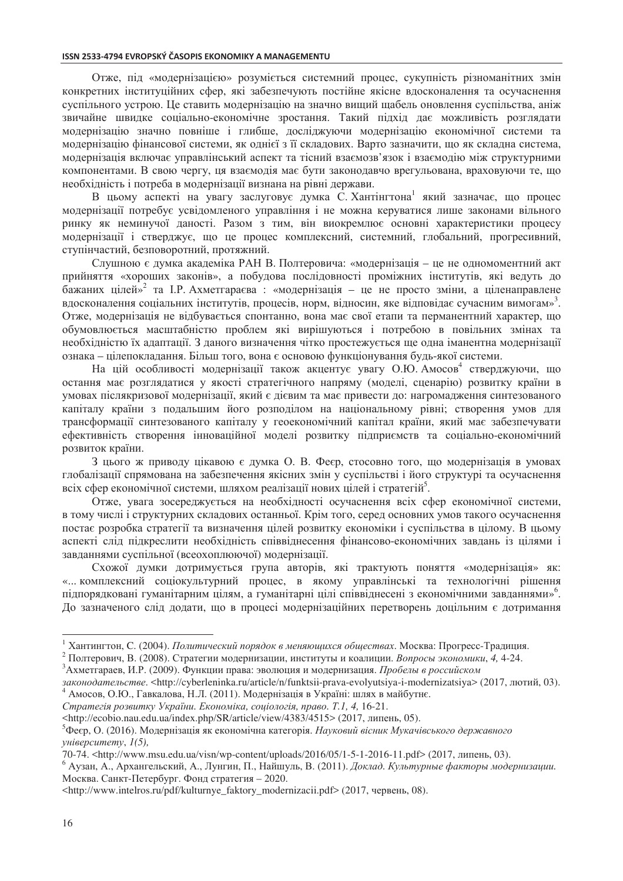Отже, під «модернізацією» розуміється системний процес, сукупність різноманітних змін конкретних інституційних сфер, які забезпечують постійне якісне вдосконалення та осучаснення суспільного устрою. Це ставить модернізацію на значно вищий щабель оновлення суспільства, аніж звичайне швидке соціально-економічне зростання. Такий підхід дає можливість розглядати модернізацію значно повніше і глибше, досліджуючи модернізацію економічної системи та модернізацію фінансової системи, як однієї з її складових. Варто зазначити, що як складна система, модернізація включає управлінський аспект та тісний взаємозв'язок і взаємодію між структурними компонентами. В свою чергу, ця взаємодія має бути законодавчо врегульована, враховуючи те, що необхідність і потреба в модернізації визнана на рівні держави.

В цьому аспекті на увагу заслуговує думка С. Хантінгтона[1] який зазначає, що процес модернізації потребує усвідомленого управління і не можна керуватися лише законами вільного ринку як неминучої даності. Разом з тим, він виокремлює основні характеристики процесу модернізації і стверджує, що це процес комплексний, системний, глобальний, прогресивний, ступінчастий, безповоротний, протяжний.

Слушною є думка академіка РАН В. Полтеровича: «модернізація – це не одномоментний акт прийняття «хороших законів», а побудова послідовності проміжних інститутів, які ведуть до бажаних цілей»[2] та І.Р. Ахметгараєва : «модернізація – це не просто зміни, а цiленаправлене вдосконалення соціальних інститутів, процесів, норм, відносин, яке відповідає сучасним вимогам»[3]. Отже, модернізація не відбувається спонтанно, вона має свої етапи та перманентний характер, що обумовлюється масштабністю проблем які вирішуються і потребою в повільних змінах та необхідністю їх адаптації. З даного визначення чітко простежується ще одна іманентна модернізації ознака – цілепокладання. Більш того, вона є основою функціонування будь-якої системи.

На цій особливості модернізації також акцентує увагу О.Ю. Амосов[4] стверджуючи, що остання має розглядатися у якості стратегічного напряму (моделі, сценарію) розвитку країни в умовах післякризової модернізації, який є дієвим та має привести до: нагромадження синтезованого капіталу країни з подальшим його розподілом на національному рівні; створення умов для трансформації синтезованого капіталу у геоекономічний капітал країни, який має забезпечувати ефективність створення інноваційної моделі розвитку підприємств та соціально-економічний розвиток країни.

З цього ж приводу цікавою є думка О. В. Феєр, стосовно того, що модернізація в умовах глобалізації спрямована на забезпечення якісних змін у суспільстві і його структурі та осучаснення всіх сфер економічної системи, шляхом реалізації нових цілей і стратегій[5].

Отже, увага зосереджується на необхідності осучаснення всіх сфер економічної системи, в тому числі і структурних складових останньої. Крім того, серед основних умов такого осучаснення постає розробка стратегії та визначення цілей розвитку економіки і суспільства в цілому. В цьому аспекті слід підкреслити необхідність співвіднесення фінансово-економічних завдань із цілями і завданнями суспільної (всеохоплюючої) модернізації.

Схожої думки дотримується група авторів, які трактують поняття «модернізація» як: «... комплексний соціокультурний процес, в якому управлінські та технологічні рішення підпорядковані гуманітарним цілям, а гуманітарні цілі співвіднесені з економічними завданнями»[6]. До зазначеного слід додати, що в процесі модернізаційних перетворень доцільним є дотримання

---

[1] Хантингтон, С. (2004). *Политический порядок в меняющихся обществах*. Москва: Прогресс-Традиция.

[2] Полтерович, В. (2008). Стратегии модернизации, институты и коалиции. *Вопросы экономики*, *4*, 4-24.

[3] Ахметгараев, И.Р. (2009). Функции права: эволюция и модернизация. *Пробелы в российском законодательстве*. <http://cyberleninka.ru/article/n/funktsii-prava-evolyutsiya-i-modernizatsiya> (2017, лютий, 03).

[4] Амосов, О.Ю., Гавкалова, Н.Л. (2011). Модернізація в Україні: шлях в майбутнє. *Стратегія розвитку України. Економіка, соціологія, право*. *Т.1, 4,* 16-21. <http://ecobio.nau.edu.ua/index.php/SR/article/view/4383/4515> (2017, липень, 05).

[5] Феєр, О. (2016). Модернізація як економічна категорія. *Науковий вісник Мукачівського державного університету*, *1(5),* 70-74. <http://www.msu.edu.ua/visn/wp-content/uploads/2016/05/1-5-1-2016-11.pdf> (2017, липень, 03).

[6] Аузан, А., Архангельский, А., Лунгин, П., Найшуль, В. (2011). *Доклад. Культурные факторы модернизации.* Москва. Санкт-Петербург. Фонд стратегия – 2020. <http://www.intelros.ru/pdf/kulturnye_faktory_modernizacii.pdf> (2017, червень, 08).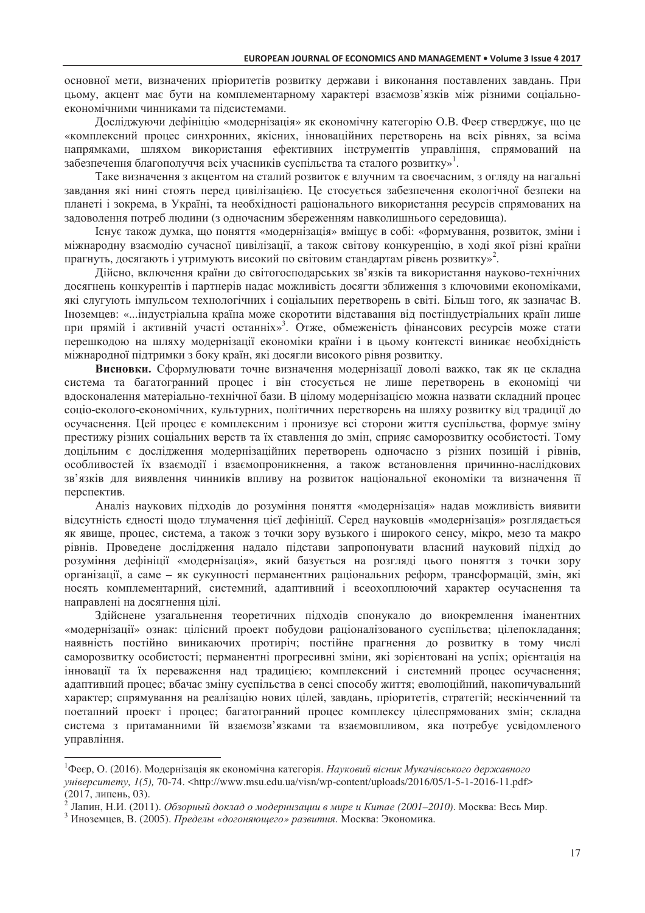основної мети, визначених пріоритетів розвитку держави і виконання поставлених завдань. При цьому, акцент має бути на комплементарному характері взаємозв'язків між різними соціально-економічними чинниками та підсистемами.

Досліджуючи дефініцію «модернізація» як економічну категорію О.В. Феєр стверджує, що це «комплексний процес синхронних, якісних, інноваційних перетворень на всіх рівнях, за всіма напрямками, шляхом використання ефективних інструментів управління, спрямований на забезпечення благополуччя всіх учасників суспільства та сталого розвитку»[1].

Таке визначення з акцентом на сталий розвиток є влучним та своєчасним, з огляду на нагальні завдання які нині стоять перед цивілізацією. Це стосується забезпечення екологічної безпеки на планеті і зокрема, в Україні, та необхідності раціонального використання ресурсів спрямованих на задоволення потреб людини (з одночасним збереженням навколишнього середовища).

Існує також думка, що поняття «модернізація» вміщує в собі: «формування, розвиток, зміни і міжнародну взаємодію сучасної цивілізації, а також світову конкуренцію, в ході якої різні країни прагнуть, досягають і утримують високий по світовим стандартам рівень розвитку»[2].

Дійсно, включення країни до світогосподарських зв'язків та використання науково-технічних досягнень конкурентів і партнерів надає можливість досягти зближення з ключовими економіками, які слугують імпульсом технологічних і соціальних перетворень в світі. Більш того, як зазначає В. Іноземцев: «...індустріальна країна може скоротити відставання від постіндустріальних країн лише при прямій і активній участі останніх»[3]. Отже, обмеженість фінансових ресурсів може стати перешкодою на шляху модернізації економіки країни і в цьому контексті виникає необхідність міжнародної підтримки з боку країн, які досягли високого рівня розвитку.

**Висновки.** Сформулювати точне визначення модернізації доволі важко, так як це складна система та багатогранний процес і він стосується не лише перетворень в економіці чи вдосконалення матеріально-технічної бази. В цілому модернізацією можна назвати складний процес соціо-еколого-економічних, культурних, політичних перетворень на шляху розвитку від традиції до осучаснення. Цей процес є комплексним і пронизує всі сторони життя суспільства, формує зміну престижу різних соціальних верств та їх ставлення до змін, сприяє саморозвитку особистості. Тому доцільним є дослідження модернізаційних перетворень одночасно з різних позицій і рівнів, особливостей їх взаємодії і взаємопроникнення, а також встановлення причинно-наслідкових зв'язків для виявлення чинників впливу на розвиток національної економіки та визначення її перспектив.

Аналіз наукових підходів до розуміння поняття «модернізація» надав можливість виявити відсутність єдності щодо тлумачення цієї дефініції. Серед науковців «модернізація» розглядається як явище, процес, система, а також з точки зору вузького і широкого сенсу, мікро, мезо та макро рівнів. Проведене дослідження надало підстави запропонувати власний науковий підхід до розуміння дефініції «модернізація», який базується на розгляді цього поняття з точки зору організації, а саме – як сукупності перманентних раціональних реформ, трансформацій, змін, які носять комплементарний, системний, адаптивний і всеохоплюючий характер осучаснення та направлені на досягнення цілі.

Здійснене узагальнення теоретичних підходів спонукало до виокремлення іманентних «модернізації» ознак: цілісний проект побудови раціоналізованого суспільства; цілепокладання; наявність постійно виникаючих протиріч; постійне прагнення до розвитку в тому числі саморозвитку особистості; перманентні прогресивні зміни, які зорієнтовані на успіх; орієнтація на інновації та їх переважання над традицією; комплексний і системний процес осучаснення; адаптивний процес; вбачає зміну суспільства в сенсі способу життя; еволюційний, накопичувальний характер; спрямування на реалізацію нових цілей, завдань, пріоритетів, стратегій; нескінченний та поетапний проект і процес; багатогранний процес комплексу цілеспрямованих змін; складна система з притаманними їй взаємозв'язками та взаємовпливом, яка потребує усвідомленого управління.

---

[1] Феєр, О. (2016). Модернізація як економічна категорія. *Науковий вісник Мукачівського державного університету, 1(5),* 70-74. <http://www.msu.edu.ua/visn/wp-content/uploads/2016/05/1-5-1-2016-11.pdf> (2017, липень, 03).

[2] Лапин, Н.И. (2011). *Обзорный доклад о модернизации в мире и Китае (2001–2010)*. Москва: Весь Мир.

[3] Иноземцев, В. (2005). *Пределы «догоняющего» развития*. Москва: Экономика.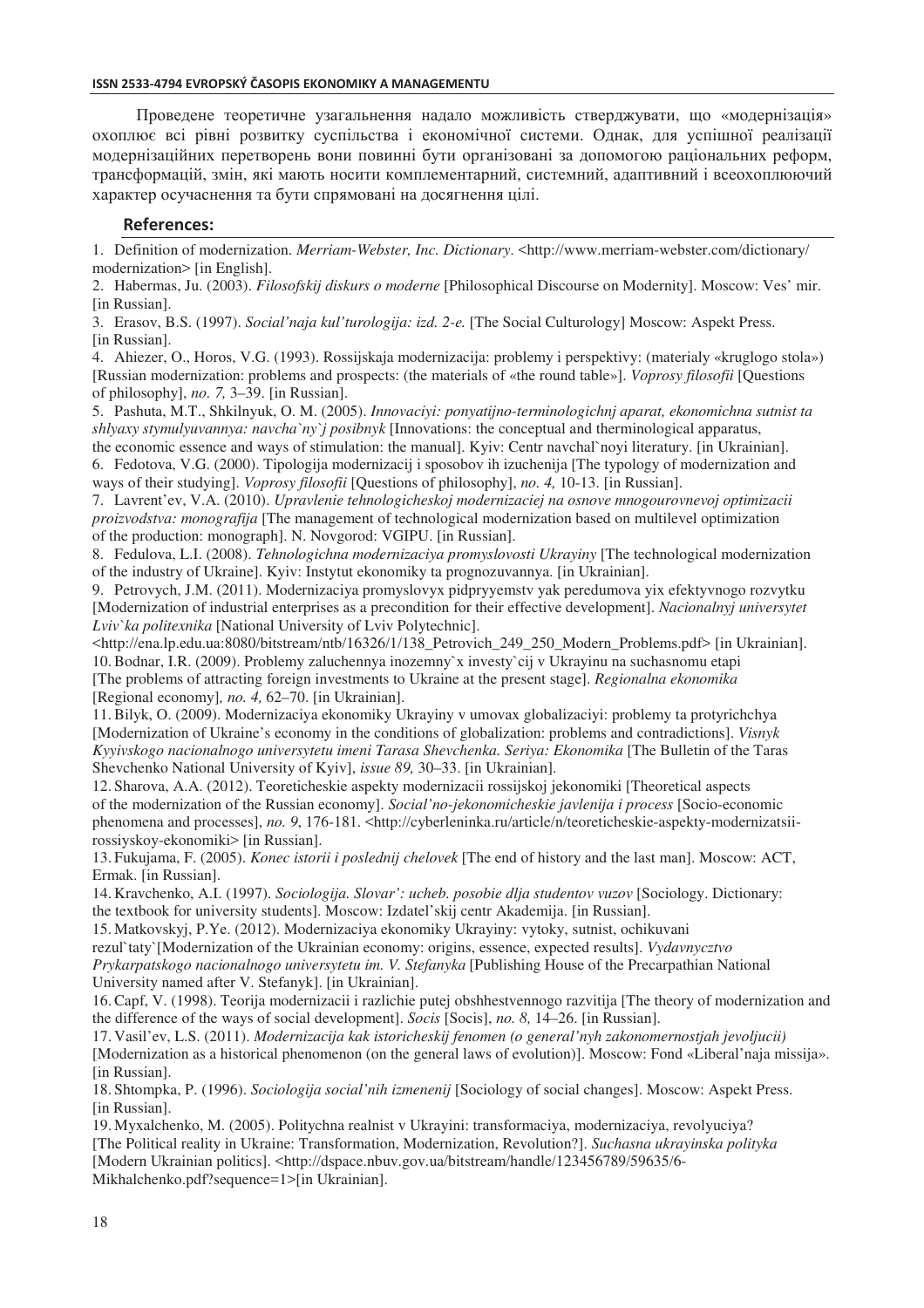Проведене теоретичне узагальнення надало можливість стверджувати, що «модернізація» охоплює всі рівні розвитку суспільства і економічної системи. Однак, для успішної реалізації модернізаційних перетворень вони повинні бути організовані за допомогою раціональних реформ, трансформацій, змін, які мають носити комплементарний, системний, адаптивний і всеохоплюючий характер осучаснення та бути спрямовані на досягнення цілі.

## References:

1. Definition of modernization. *Merriam-Webster, Inc. Dictionary*. <http://www.merriam-webster.com/dictionary/modernization> [in English].
2. Habermas, Ju. (2003). *Filosofskij diskurs o moderne* [Philosophical Discourse on Modernity]. Moscow: Ves' mir. [in Russian].
3. Erasov, B.S. (1997). *Social'naja kul'turologija: izd. 2-e.* [The Social Culturology] Moscow: Aspekt Press. [in Russian].
4. Ahiezer, O., Horos, V.G. (1993). Rossijskaja modernizacija: problemy i perspektivy: (materialy «kruglogo stola») [Russian modernization: problems and prospects: (the materials of «the round table»]. *Voprosy filosofii* [Questions of philosophy], *no. 7,* 3–39. [in Russian].
5. Pashuta, M.T., Shkilnyuk, O. M. (2005). *Innovaciyi: ponyatijno-terminologichnj aparat, ekonomichna sutnist ta shlyaxy stymulyuvannya: navcha`ny`j posibnyk* [Innovations: the conceptual and therminological apparatus, the economic essence and ways of stimulation: the manual]. Kyiv: Centr navchal`noyi literatury. [in Ukrainian].
6. Fedotova, V.G. (2000). Tipologija modernizacij i sposobov ih izuchenija [The typology of modernization and ways of their studying]. *Voprosy filosofii* [Questions of philosophy], *no. 4,* 10-13. [in Russian].
7. Lavrent'ev, V.A. (2010). *Upravlenie tehnologicheskoj modernizaciej na osnove mnogourovnevoj optimizacii proizvodstva: monografija* [The management of technological modernization based on multilevel optimization of the production: monograph]. N. Novgorod: VGIPU. [in Russian].
8. Fedulova, L.I. (2008). *Tehnologichna modernizaciya promyslovosti Ukrayiny* [The technological modernization of the industry of Ukraine]. Kyiv: Instytut ekonomiky ta prognozuvannya. [in Ukrainian].
9. Petrovych, J.M. (2011). Modernizaciya promyslovyx pidpryyemstv yak peredumova yix efektyvnogo rozvytku [Modernization of industrial enterprises as a precondition for their effective development]. *Nacionalnyj universytet Lviv`ka politexnika* [National University of Lviv Polytechnic]. <http://ena.lp.edu.ua:8080/bitstream/ntb/16326/1/138_Petrovich_249_250_Modern_Problems.pdf> [in Ukrainian].
10. Bodnar, I.R. (2009). Problemy zaluchennya inozemny`x investy`cij v Ukrayinu na suchasnomu etapi [The problems of attracting foreign investments to Ukraine at the present stage]. *Regionalna ekonomika* [Regional economy]*, no. 4,* 62–70. [in Ukrainian].
11. Bilyk, O. (2009). Modernizaciya ekonomiky Ukrayiny v umovax globalizaciyi: problemy ta protyrichchya [Modernization of Ukraine's economy in the conditions of globalization: problems and contradictions]. *Visnyk Kyyivskogo nacionalnogo universytetu imeni Tarasa Shevchenka. Seriya: Ekonomika* [The Bulletin of the Taras Shevchenko National University of Kyiv], *issue 89,* 30–33. [in Ukrainian].
12. Sharova, A.A. (2012). Teoreticheskie aspekty modernizacii rossijskoj jekonomiki [Theoretical aspects of the modernization of the Russian economy]. *Social'no-jekonomicheskie javlenija i process* [Socio-economic phenomena and processes], *no. 9*, 176-181. <http://cyberleninka.ru/article/n/teoreticheskie-aspekty-modernizatsii-rossiyskoy-ekonomiki> [in Russian].
13. Fukujama, F. (2005). *Konec istorii i poslednij chelovek* [The end of history and the last man]. Moscow: ACT, Ermak. [in Russian].
14. Kravchenko, A.I. (1997). *Sociologija. Slovar': ucheb. posobie dlja studentov vuzov* [Sociology. Dictionary: the textbook for university students]. Moscow: Izdatel'skij centr Akademija. [in Russian].
15. Matkovskyj, P.Ye. (2012). Modernizaciya ekonomiky Ukrayiny: vytoky, sutnist, ochikuvani rezul`taty`[Modernization of the Ukrainian economy: origins, essence, expected results]. *Vydavnycztvo Prykarpatskogo nacionalnogo universytetu im. V. Stefanyka* [Publishing House of the Precarpathian National University named after V. Stefanyk]. [in Ukrainian].
16. Capf, V. (1998). Teorija modernizacii i razlichie putej obshhestvennogo razvitija [The theory of modernization and the difference of the ways of social development]. *Socis* [Socis], *no. 8,* 14–26. [in Russian].
17. Vasil'ev, L.S. (2011). *Modernizacija kak istoricheskij fenomen (o general'nyh zakonomernostjah jevoljucii)* [Modernization as a historical phenomenon (on the general laws of evolution)]. Moscow: Fond «Liberal'naja missija». [in Russian].
18. Shtompka, P. (1996). *Sociologija social'nih izmenenij* [Sociology of social changes]. Moscow: Aspekt Press. [in Russian].
19. Myxalchenko, M. (2005). Polytychna realnist v Ukrayini: transformaciya, modernizaciya, revolyuciya? [The Political reality in Ukraine: Transformation, Modernization, Revolution?]. *Suchasna ukrayinska polityka* [Modern Ukrainian politics]. <http://dspace.nbuv.gov.ua/bitstream/handle/123456789/59635/6-Mikhalchenko.pdf?sequence=1>[in Ukrainian].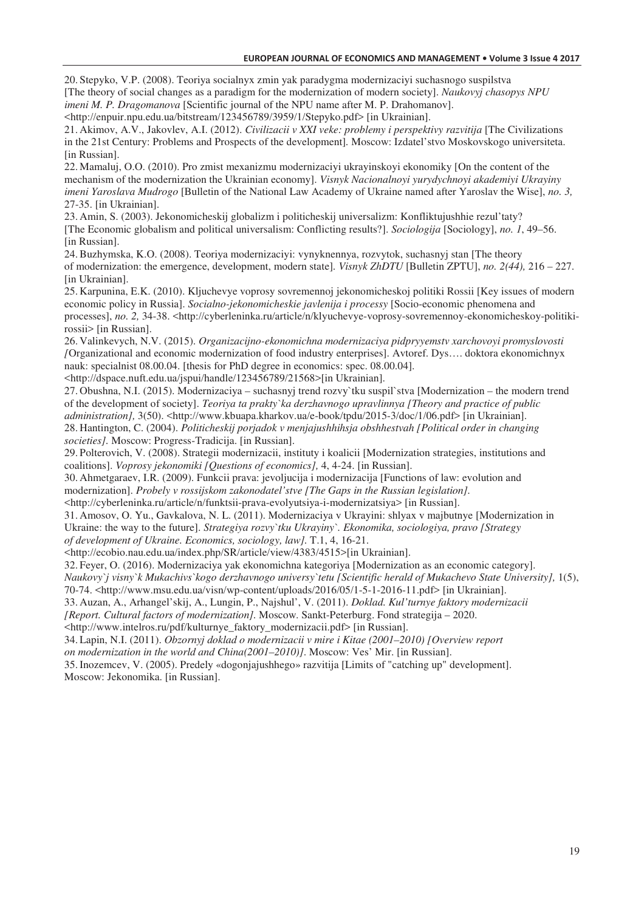20. Stepyko, V.P. (2008). Teoriya socialnyx zmin yak paradygma modernizaciyi suchasnogo suspilstva [The theory of social changes as a paradigm for the modernization of modern society]. *Naukovyj chasopys NPU imeni M. P. Dragomanova* [Scientific journal of the NPU name after M. P. Drahomanov]. <http://enpuir.npu.edu.ua/bitstream/123456789/3959/1/Stepyko.pdf> [in Ukrainian].

21. Akimov, A.V., Jakovlev, A.I. (2012). *Civilizacii v XXI veke: problemy i perspektivy razvitija* [The Civilizations in the 21st Century: Problems and Prospects of the development]. Moscow: Izdatel'stvo Moskovskogo universiteta. [in Russian].

22. Mamaluj, O.O. (2010). Pro zmist mexanizmu modernizaciyi ukrayinskoyi ekonomiky [On the content of the mechanism of the modernization the Ukrainian economy]. *Visnyk Nacionalnoyi yurydychnoyi akademiyi Ukrayiny imeni Yaroslava Mudrogo* [Bulletin of the National Law Academy of Ukraine named after Yaroslav the Wise], *no. 3,* 27-35. [in Ukrainian].

23. Amin, S. (2003). Jekonomicheskij globalizm i politicheskij universalizm: Konfliktujushhie rezul'taty? [The Economic globalism and political universalism: Conflicting results?]. *Sociologija* [Sociology], *no. 1*, 49–56. [in Russian].

24. Buzhymska, K.O. (2008). Teoriya modernizaciyi: vynyknennya, rozvytok, suchasnyj stan [The theory of modernization: the emergence, development, modern state]. *Visnyk ZhDTU* [Bulletin ZPTU], *no. 2(44),* 216 – 227. [in Ukrainian].

25. Karpunina, E.K. (2010). Kljuchevye voprosy sovremennoj jekonomicheskoj politiki Rossii [Key issues of modern economic policy in Russia]. *Socialno-jekonomicheskie javlenija i processy* [Socio-economic phenomena and processes], *no. 2,* 34-38. <http://cyberleninka.ru/article/n/klyuchevye-voprosy-sovremennoy-ekonomicheskoy-politiki-rossii> [in Russian].

26. Valinkevych, N.V. (2015). *Organizacijno-ekonomichna modernizaciya pidpryyemstv xarchovoyi promyslovosti [*Organizational and economic modernization of food industry enterprises]. Avtoref. Dys…. doktora ekonomichnyx nauk: specialnist 08.00.04. [thesis for PhD degree in economics: spec. 08.00.04]. <http://dspace.nuft.edu.ua/jspui/handle/123456789/21568>[in Ukrainian].

27. Obushna, N.I. (2015). Modernizaciya – suchasnyj trend rozvy`tku suspil`stva [Modernization – the modern trend of the development of society]. *Teoriya ta prakty`ka derzhavnogo upravlinnya [Theory and practice of public administration],* 3(50). <http://www.kbuapa.kharkov.ua/e-book/tpdu/2015-3/doc/1/06.pdf> [in Ukrainian].

28. Hantington, C. (2004). *Politicheskij porjadok v menjajushhihsja obshhestvah [Political order in changing societies].* Moscow: Progress-Tradicija. [in Russian].

29. Polterovich, V. (2008). Strategii modernizacii, instituty i koalicii [Modernization strategies, institutions and coalitions]. *Voprosy jekonomiki [Questions of economics],* 4, 4-24. [in Russian].

30. Ahmetgaraev, I.R. (2009). Funkcii prava: jevoljucija i modernizacija [Functions of law: evolution and modernization]. *Probely v rossijskom zakonodatel'stve [The Gaps in the Russian legislation].* <http://cyberleninka.ru/article/n/funktsii-prava-evolyutsiya-i-modernizatsiya> [in Russian].

31. Amosov, O. Yu., Gavkalova, N. L. (2011). Modernizaciya v Ukrayini: shlyax v majbutnye [Modernization in Ukraine: the way to the future]. *Strategiya rozvy`tku Ukrayiny`. Ekonomika, sociologiya, pravo [Strategy of development of Ukraine. Economics, sociology, law].* T.1, 4, 16-21. <http://ecobio.nau.edu.ua/index.php/SR/article/view/4383/4515>[in Ukrainian].

32. Feyer, O. (2016). Modernizaciya yak ekonomichna kategoriya [Modernization as an economic category]. *Naukovy`j visny`k Mukachivs`kogo derzhavnogo universy`tetu [Scientific herald of Mukachevo State University],* 1(5), 70-74. <http://www.msu.edu.ua/visn/wp-content/uploads/2016/05/1-5-1-2016-11.pdf> [in Ukrainian].

33. Auzan, A., Arhangel'skij, A., Lungin, P., Najshul', V. (2011). *Doklad. Kul'turnye faktory modernizacii [Report. Cultural factors of modernization]*. Moscow. Sankt-Peterburg. Fond strategija – 2020. <http://www.intelros.ru/pdf/kulturnye_faktory_modernizacii.pdf> [in Russian].

34. Lapin, N.I. (2011). *Obzornyj doklad o modernizacii v mire i Kitae (2001–2010) [Overview report on modernization in the world and China(2001–2010)]*. Moscow: Ves' Mir. [in Russian].

35. Inozemcev, V. (2005). Predely «dogonjajushhego» razvitija [Limits of "catching up" development]. Moscow: Jekonomika. [in Russian].